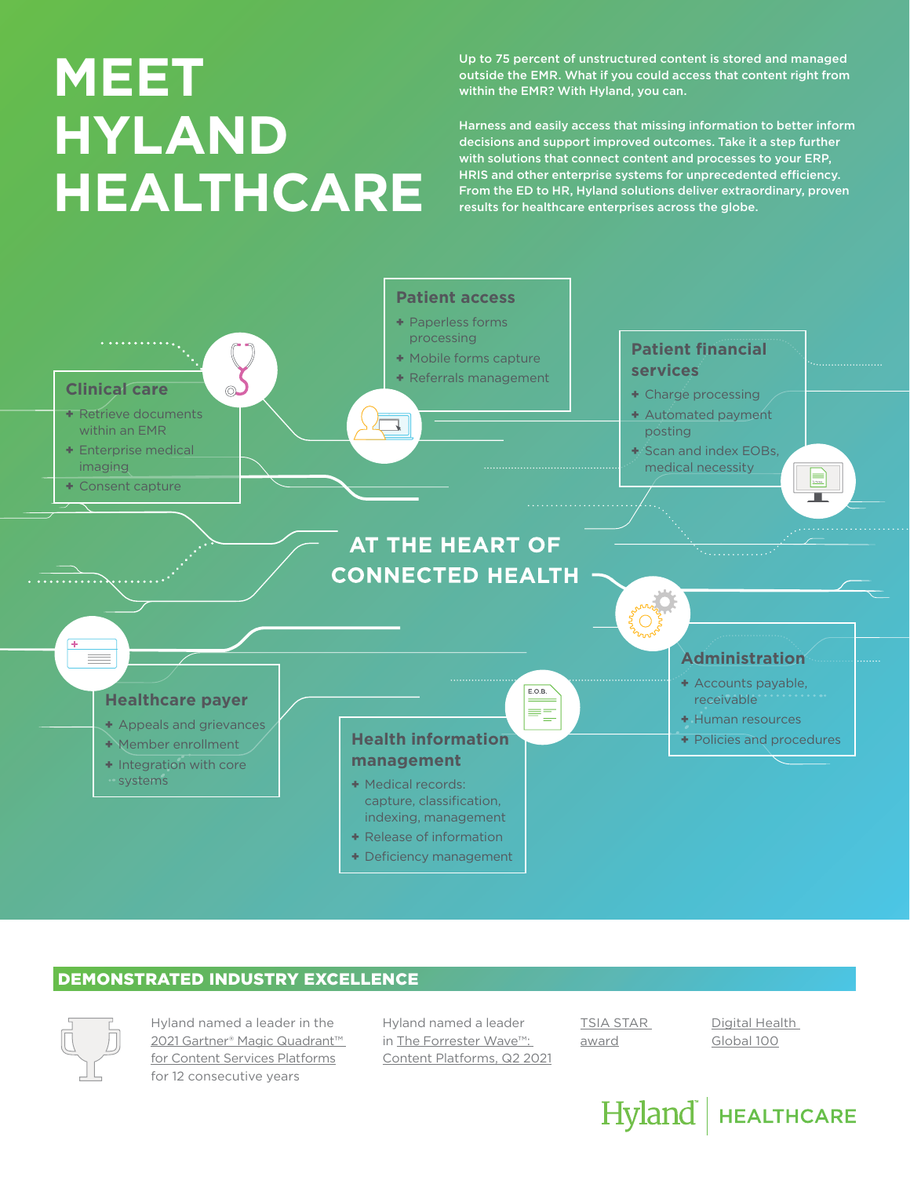# MEET HYLAND HEALTHCARE

Up to 75 percent of unstructured content is stored and managed outside the EMR. What if you could access that content right from within the EMR? With Hyland, you can.

Harness and easily access that missing information to better inform decisions and support improved outcomes. Take it a step further with solutions that connect content and processes to your ERP, HRIS and other enterprise systems for unprecedented efficiency. From the ED to HR, Hyland solutions deliver extraordinary, proven results for healthcare enterprises across the globe.

## AT THE HEART OF CONNECTED HEALTH

### Clinical care

- Retrieve documents within an EMR
- Enterprise medical imaging
- Consent capture

### Patient access

- Paperless forms processing
- Mobile forms capture
- Referrals management

### Patient financial services

- Charge processing
- Automated payment posting
- Scan and index EOBs, medical necessity

### Healthcare payer

- Appeals and grievances
- Member enrollment
- Integration with core systems

### Health information management

- Medical records: capture, classification, indexing, management
- Release of information
- Deficiency management

### Administration

- Accounts payable, receivable
- Human resources
- Policies and procedures

## DEMONSTRATED INDUSTRY EXCELLENCE

Hyland named a leader in the 2021 Gartner® Magic Quadrant™ for Content Services Platforms for 12 consecutive years

Hyland named a leader in The Forrester Wave™: Content Platforms, Q2 2021

TSIA STAR award

Digital Health Global 100

Hyland | HEALTHCARE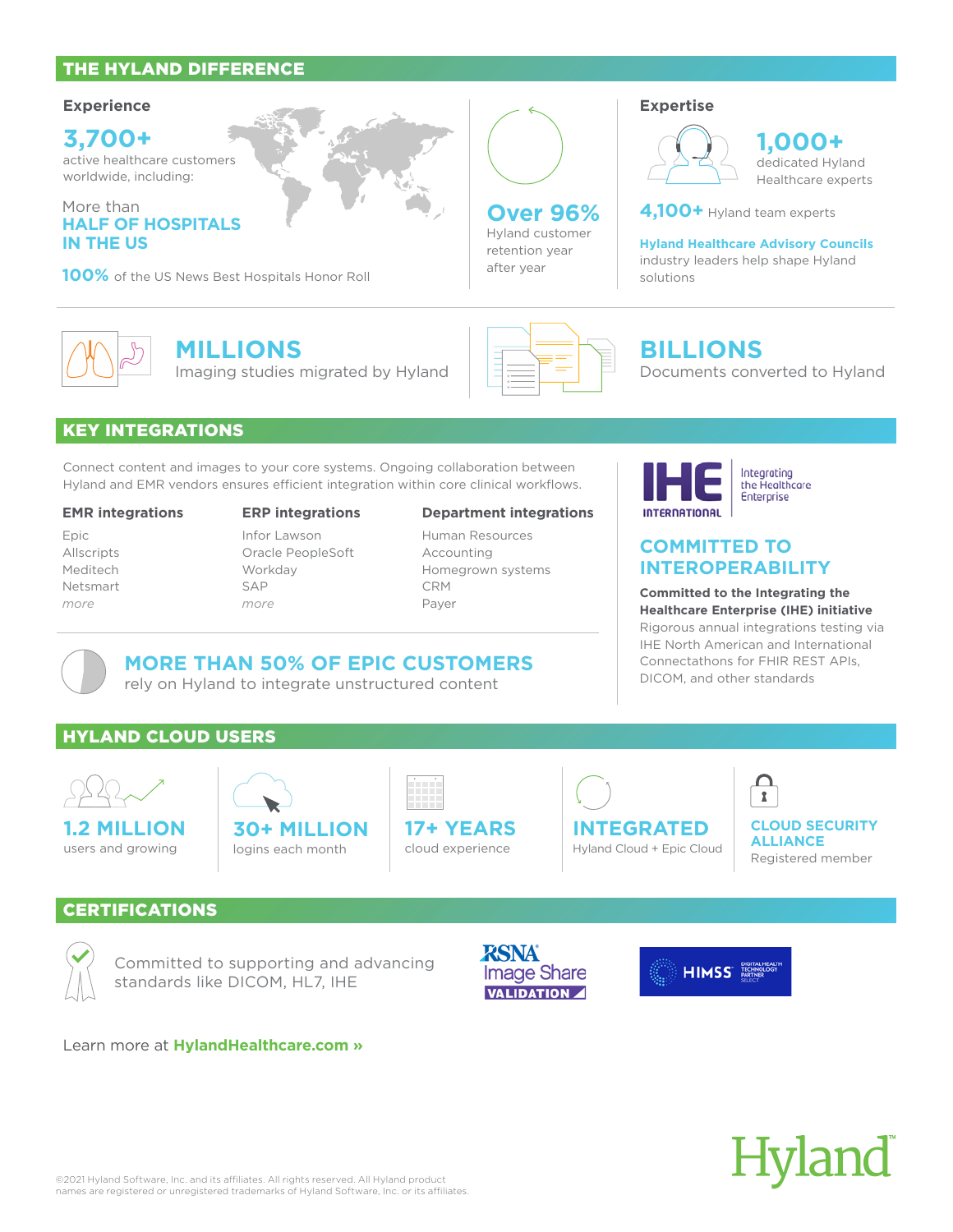## THE HYLAND DIFFERENCE

### Experience

**3,700+**
active healthcare customers worldwide, including:

More than
**HALF OF HOSPITALS IN THE US**

**100%** of the US News Best Hospitals Honor Roll

**Over 96%**
Hyland customer retention year after year

### Expertise

**1,000+**
dedicated Hyland Healthcare experts

**4,100+** Hyland team experts

**Hyland Healthcare Advisory Councils**
industry leaders help shape Hyland solutions

**MILLIONS**
Imaging studies migrated by Hyland

**BILLIONS**
Documents converted to Hyland

## KEY INTEGRATIONS

Connect content and images to your core systems. Ongoing collaboration between Hyland and EMR vendors ensures efficient integration within core clinical workflows.

| EMR integrations | ERP integrations | Department integrations |
|---|---|---|
| Epic | Infor Lawson | Human Resources |
| Allscripts | Oracle PeopleSoft | Accounting |
| Meditech | Workday | Homegrown systems |
| Netsmart | SAP | CRM |
| *more* | *more* | Payer |

**MORE THAN 50% OF EPIC CUSTOMERS**
rely on Hyland to integrate unstructured content

IHE INTERNATIONAL – Integrating the Healthcare Enterprise

### COMMITTED TO INTEROPERABILITY

**Committed to the Integrating the Healthcare Enterprise (IHE) initiative**
Rigorous annual integrations testing via IHE North American and International Connectathons for FHIR REST APIs, DICOM, and other standards

## HYLAND CLOUD USERS

**1.2 MILLION**
users and growing

**30+ MILLION**
logins each month

**17+ YEARS**
cloud experience

**INTEGRATED**
Hyland Cloud + Epic Cloud

**CLOUD SECURITY ALLIANCE**
Registered member

## CERTIFICATIONS

Committed to supporting and advancing standards like DICOM, HL7, IHE

RSNA Image Share VALIDATION

HIMSS DIGITAL HEALTH TECHNOLOGY PARTNER SELECT

Learn more at **HylandHealthcare.com »**

Hyland

©2021 Hyland Software, Inc. and its affiliates. All rights reserved. All Hyland product names are registered or unregistered trademarks of Hyland Software, Inc. or its affiliates.